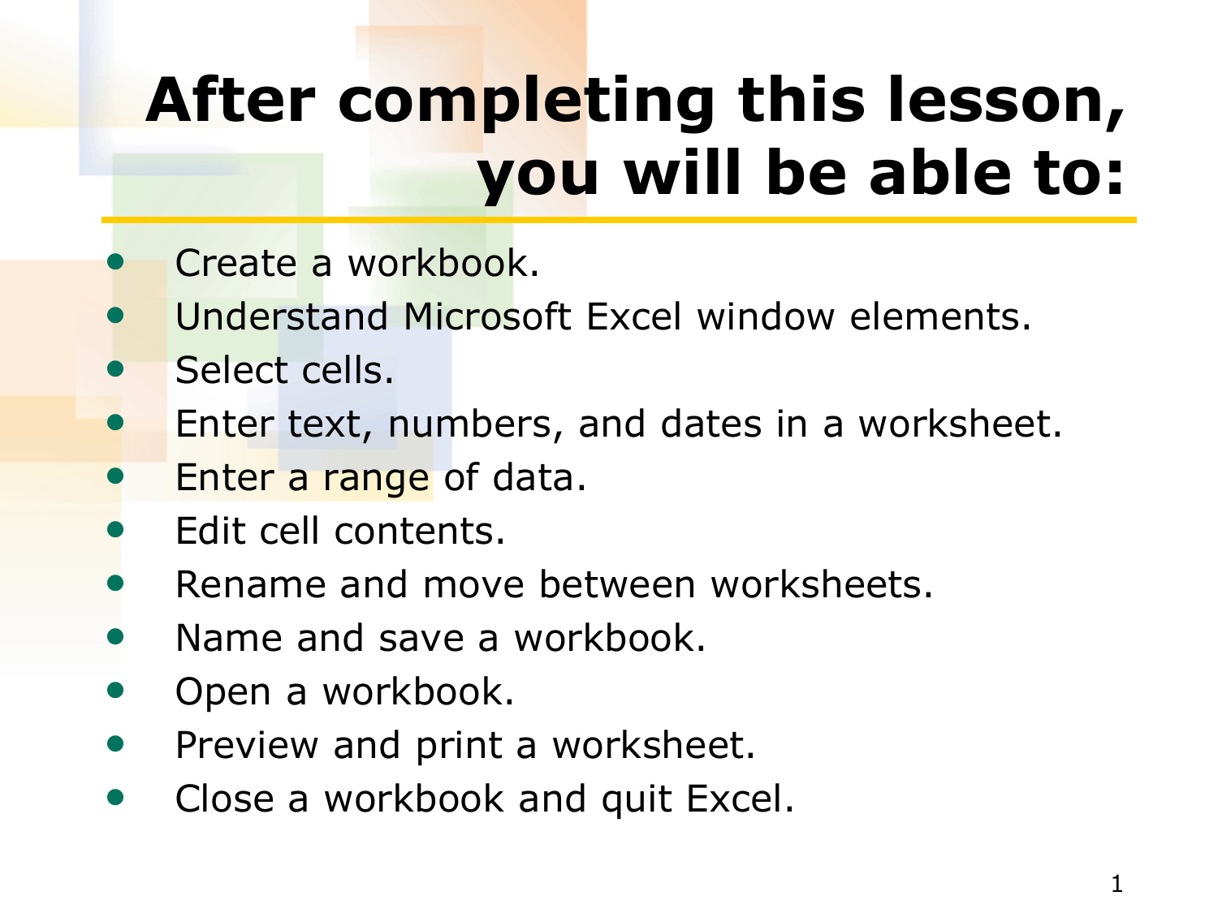# After completing this lesson, you will be able to:

- Create a workbook.
- Understand Microsoft Excel window elements.
- Select cells.
- Enter text, numbers, and dates in a worksheet.
- Enter a range of data.
- Edit cell contents.
- Rename and move between worksheets.
- Name and save a workbook.
- Open a workbook.
- Preview and print a worksheet.
- Close a workbook and quit Excel.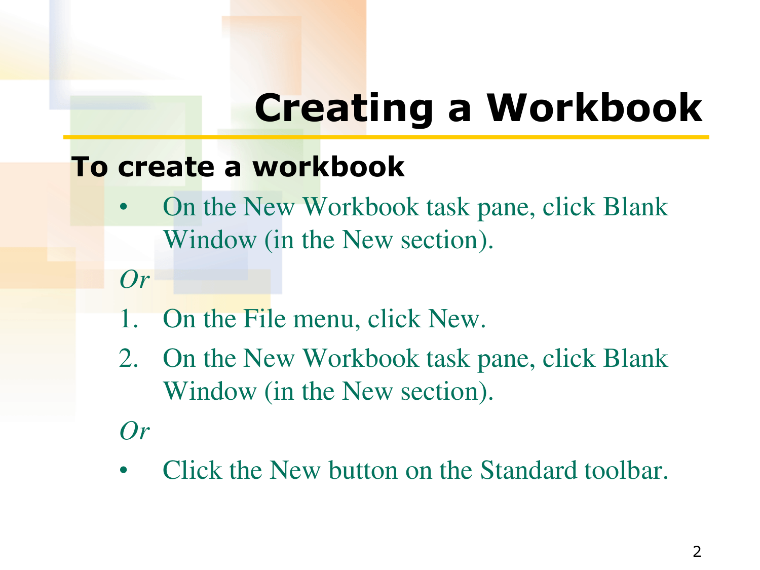# Creating a Workbook

**To create a workbook**

- On the New Workbook task pane, click Blank Window (in the New section).

*Or*

1. On the File menu, click New.
2. On the New Workbook task pane, click Blank Window (in the New section).

*Or*

- Click the New button on the Standard toolbar.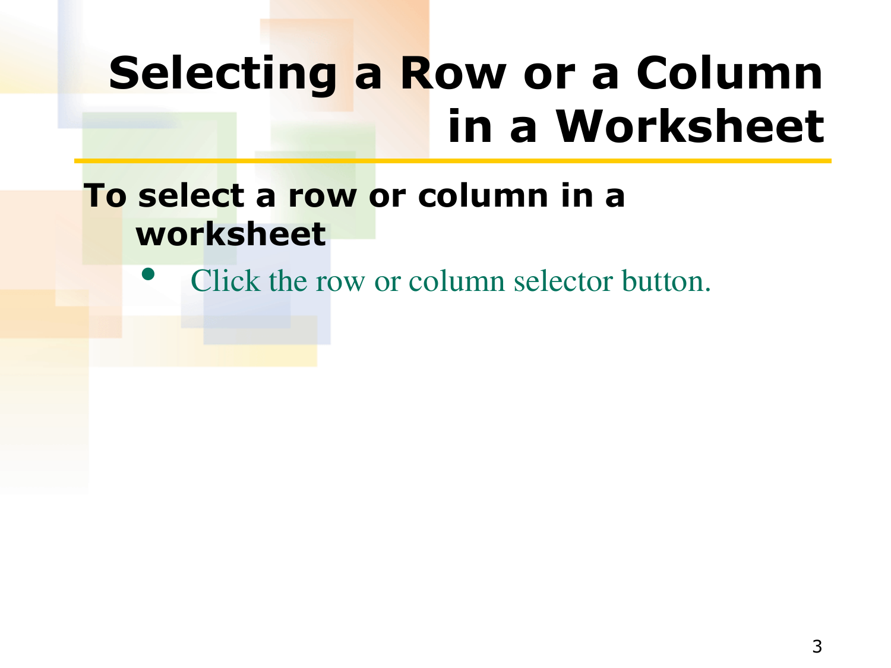# Selecting a Row or a Column in a Worksheet

**To select a row or column in a worksheet**

- Click the row or column selector button.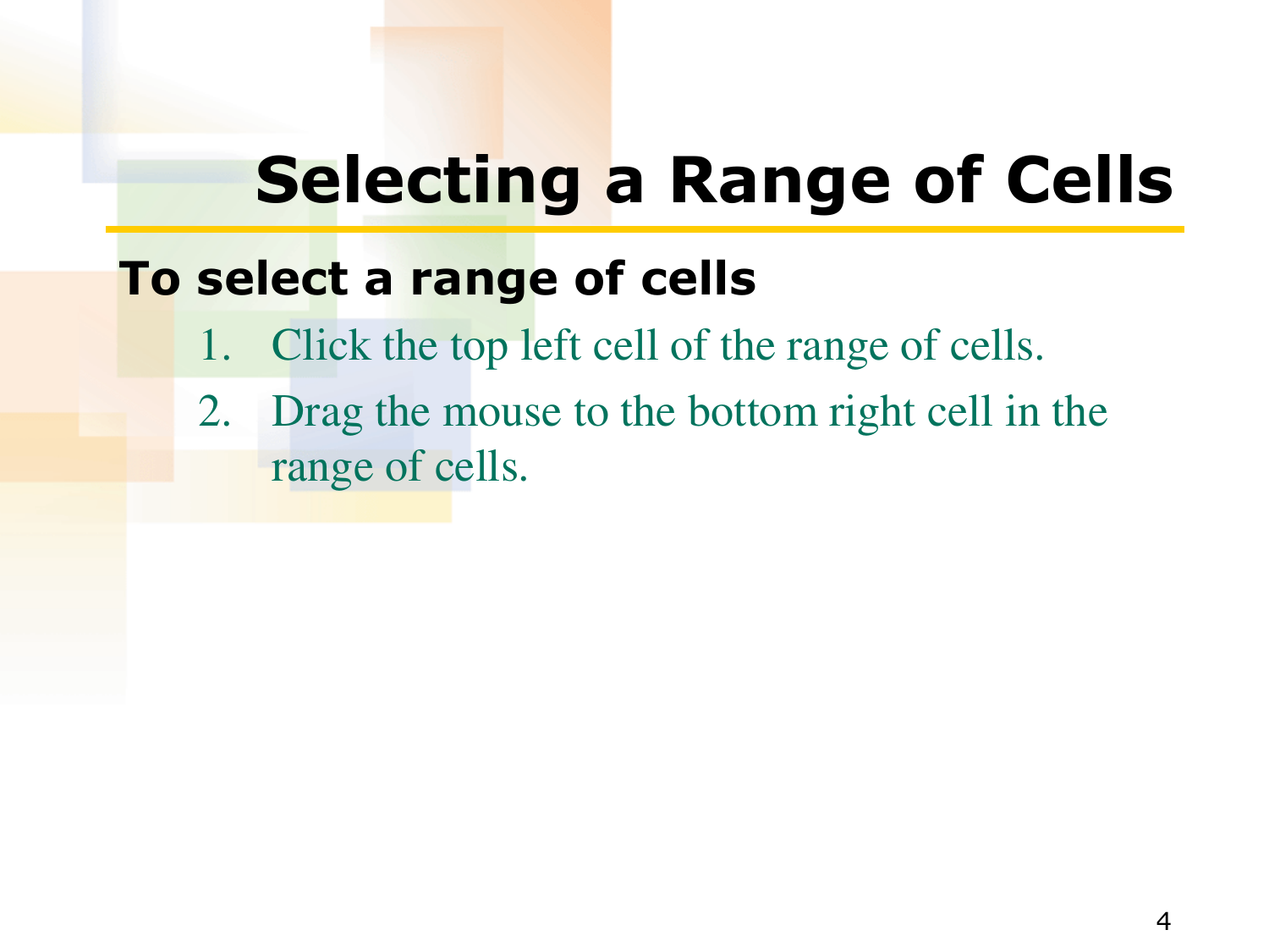# Selecting a Range of Cells

**To select a range of cells**

1. Click the top left cell of the range of cells.
2. Drag the mouse to the bottom right cell in the range of cells.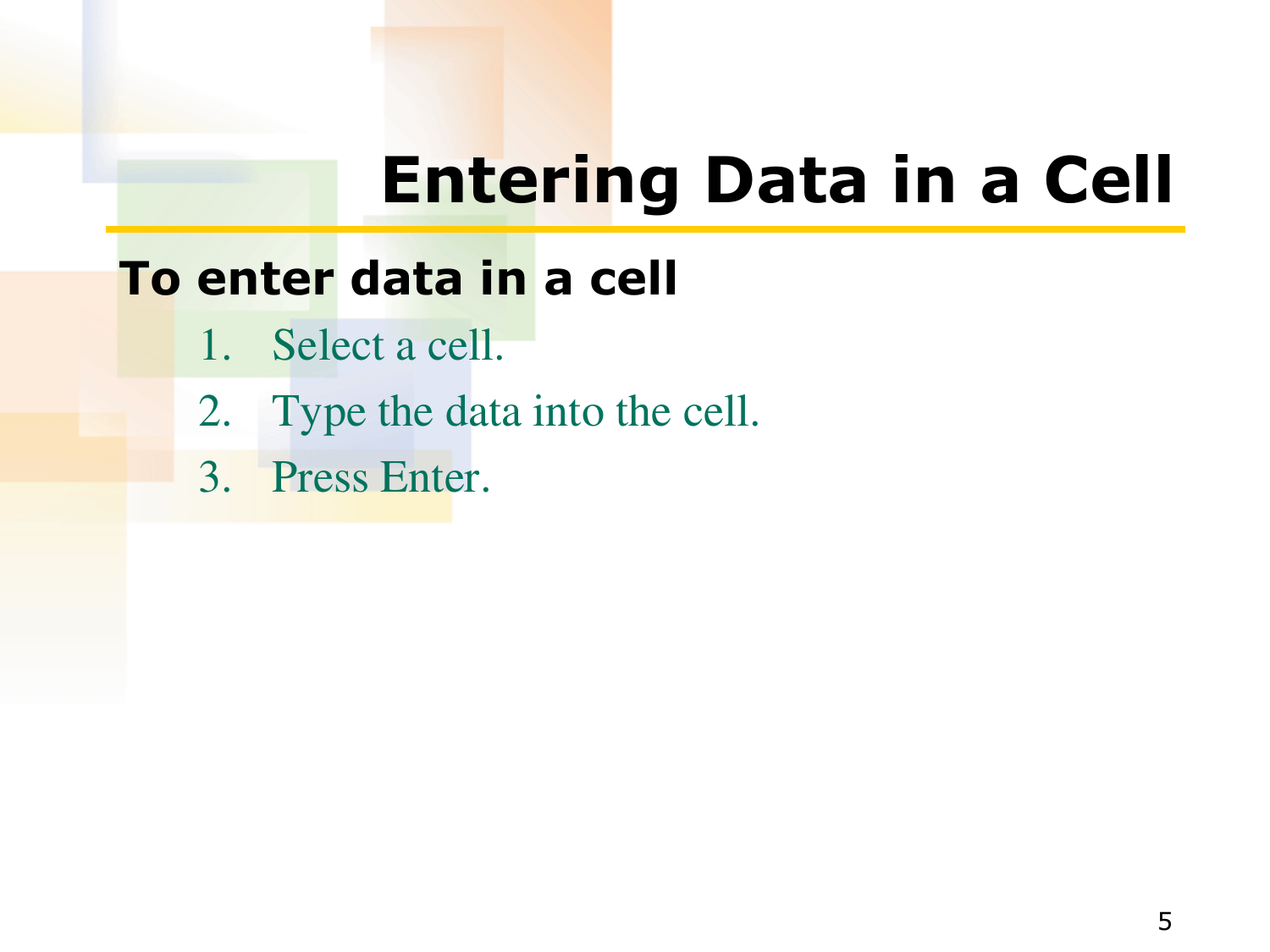# Entering Data in a Cell

**To enter data in a cell**

1. Select a cell.
2. Type the data into the cell.
3. Press Enter.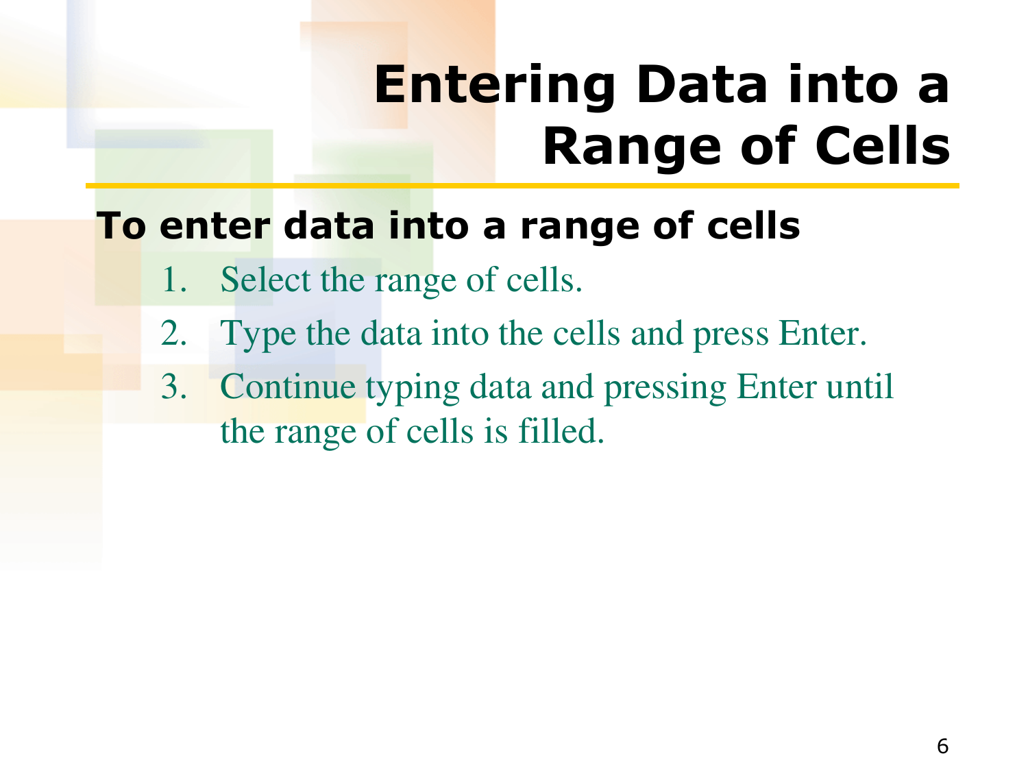# Entering Data into a Range of Cells

**To enter data into a range of cells**

1. Select the range of cells.
2. Type the data into the cells and press Enter.
3. Continue typing data and pressing Enter until the range of cells is filled.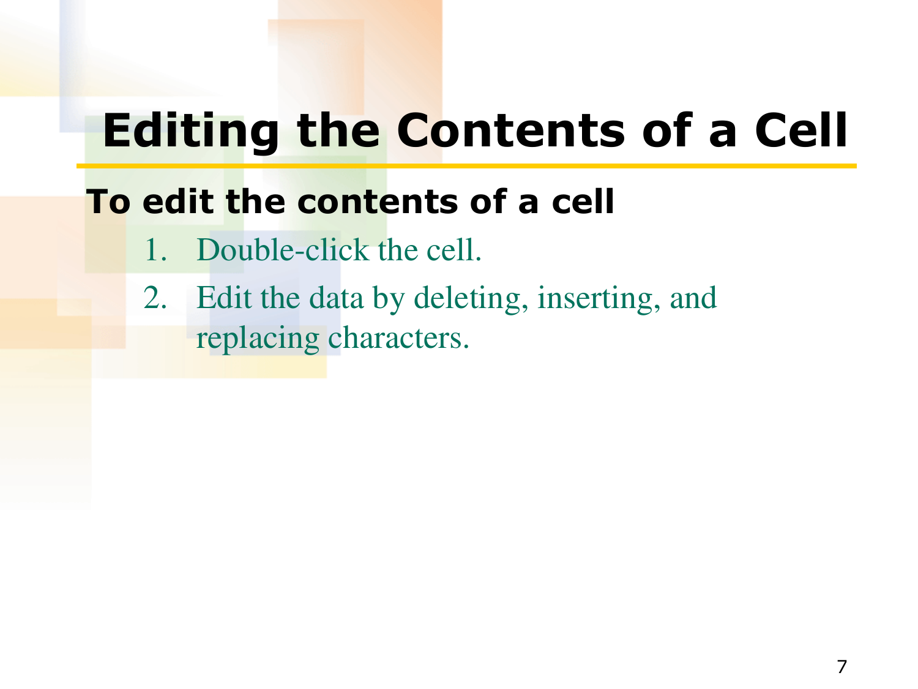# Editing the Contents of a Cell

**To edit the contents of a cell**

1. Double-click the cell.
2. Edit the data by deleting, inserting, and replacing characters.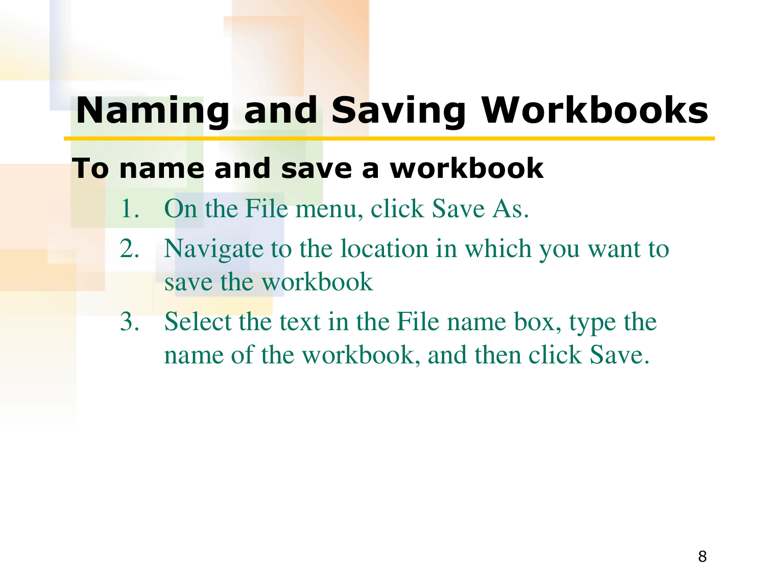# Naming and Saving Workbooks

**To name and save a workbook**

1. On the File menu, click Save As.
2. Navigate to the location in which you want to save the workbook
3. Select the text in the File name box, type the name of the workbook, and then click Save.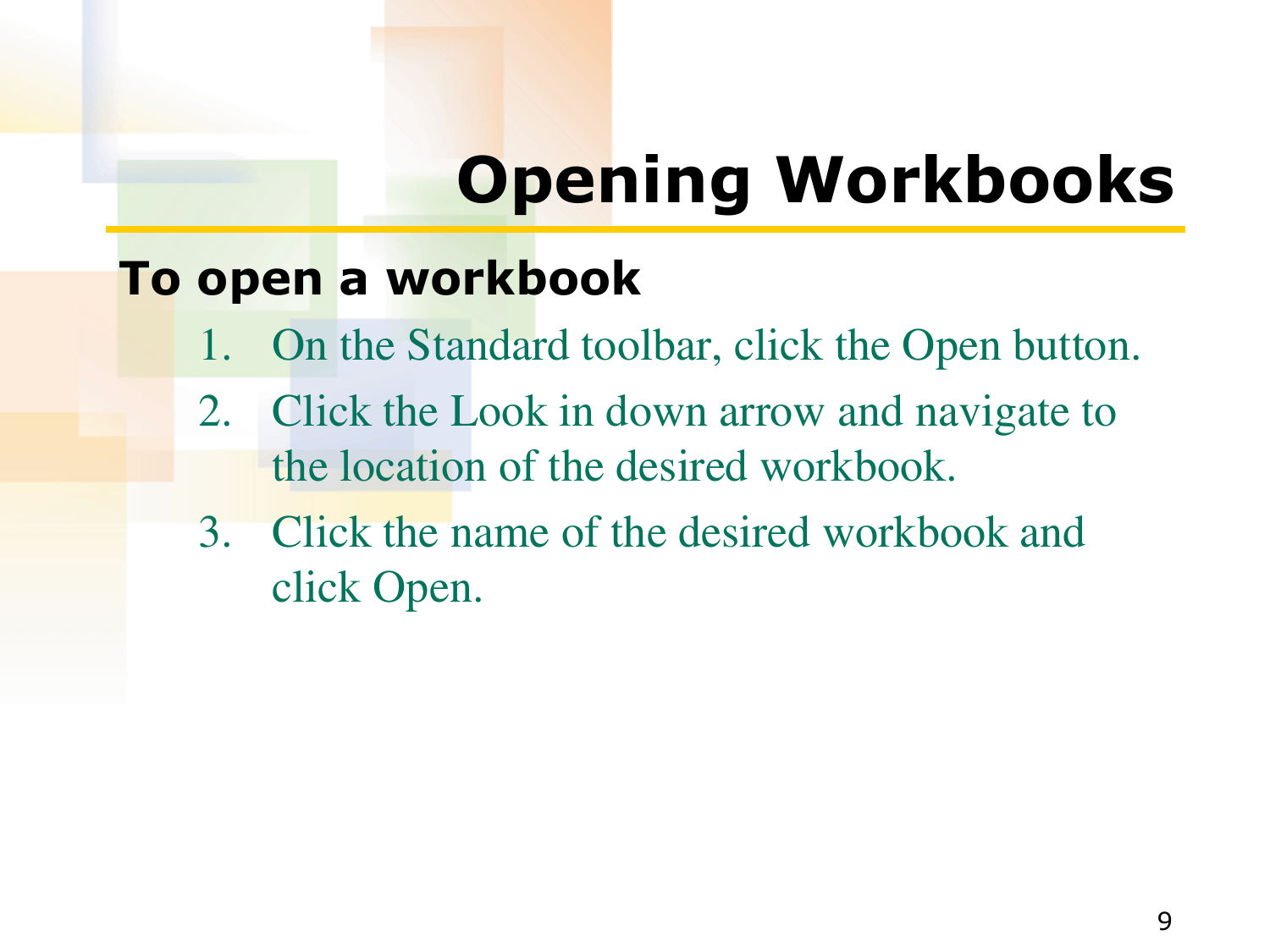# Opening Workbooks

**To open a workbook**

1. On the Standard toolbar, click the Open button.
2. Click the Look in down arrow and navigate to the location of the desired workbook.
3. Click the name of the desired workbook and click Open.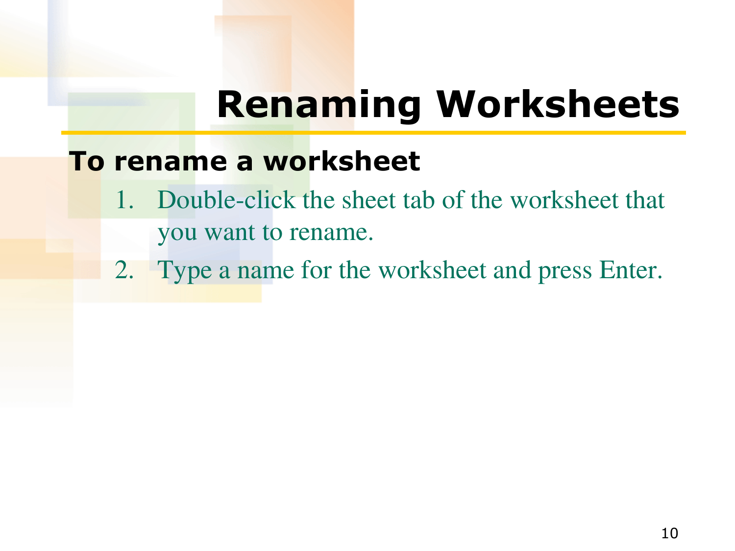# Renaming Worksheets

**To rename a worksheet**

1. Double-click the sheet tab of the worksheet that you want to rename.
2. Type a name for the worksheet and press Enter.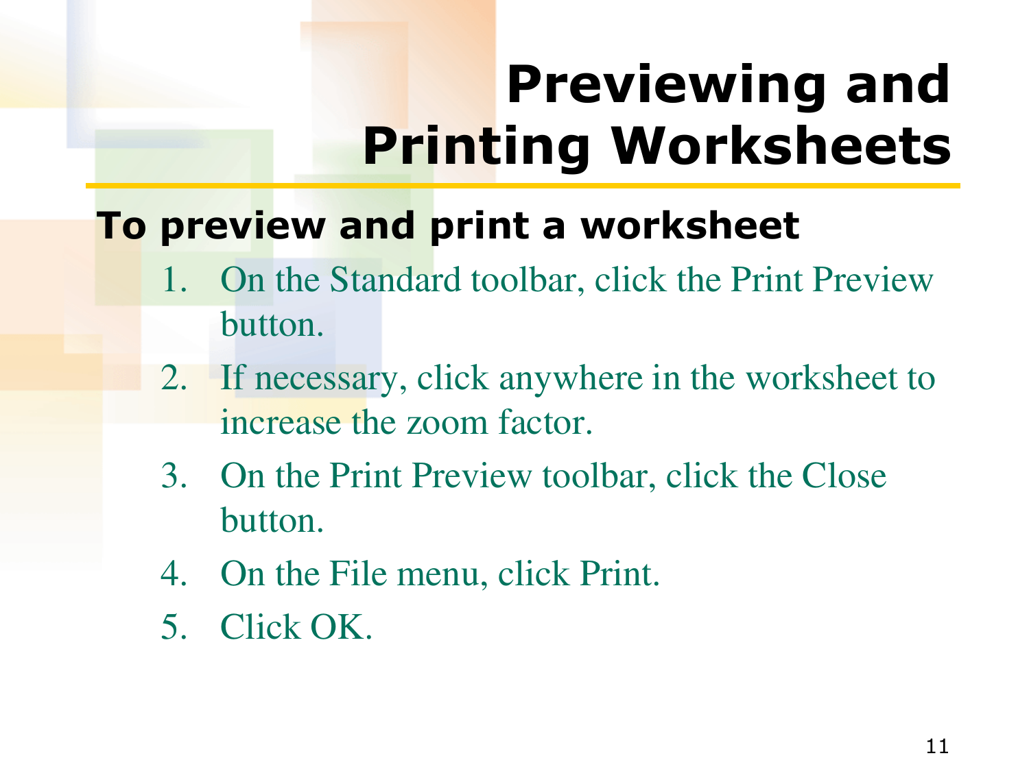# Previewing and Printing Worksheets

## To preview and print a worksheet

1. On the Standard toolbar, click the Print Preview button.
2. If necessary, click anywhere in the worksheet to increase the zoom factor.
3. On the Print Preview toolbar, click the Close button.
4. On the File menu, click Print.
5. Click OK.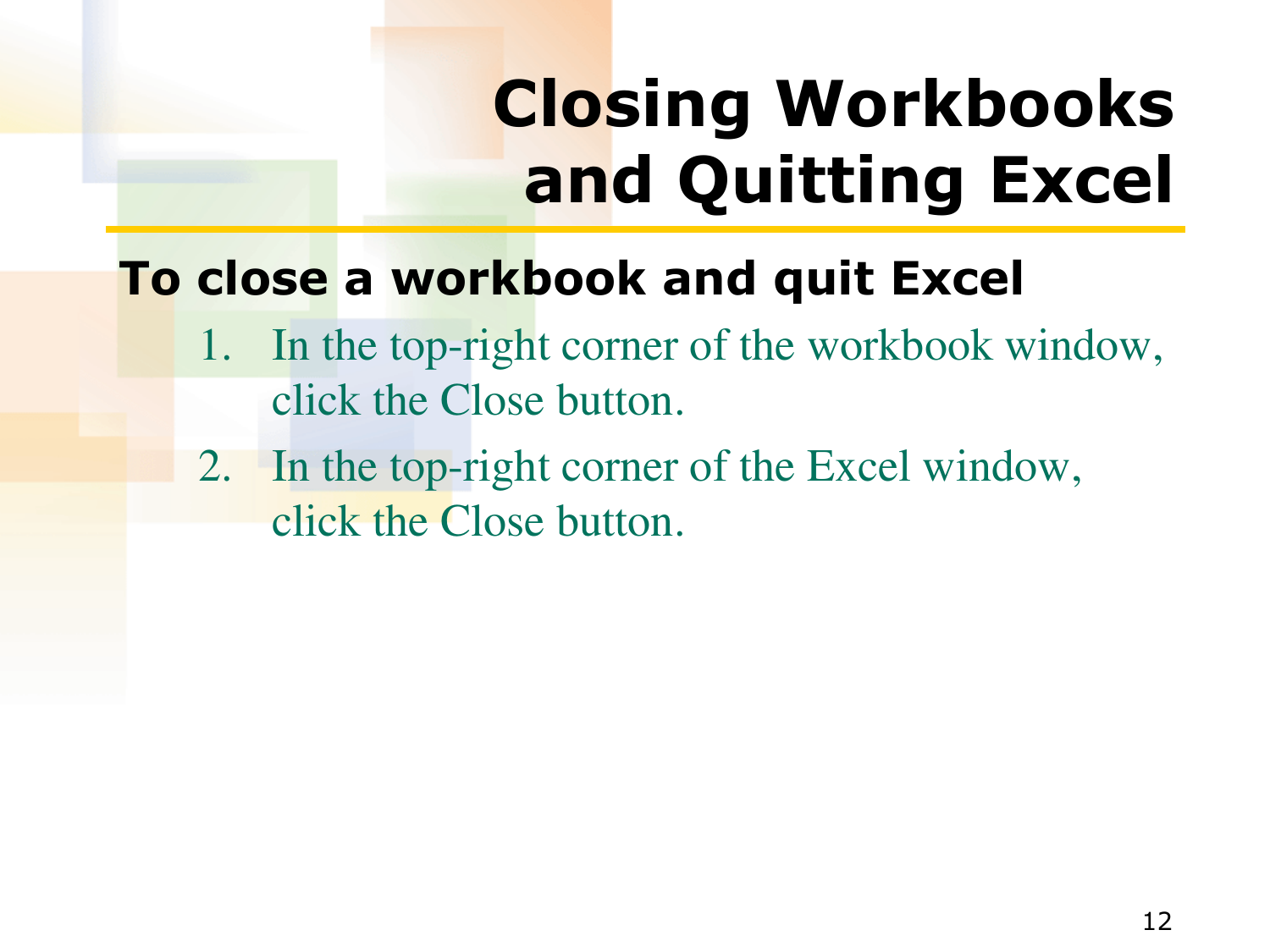# Closing Workbooks and Quitting Excel

**To close a workbook and quit Excel**

1. In the top-right corner of the workbook window, click the Close button.
2. In the top-right corner of the Excel window, click the Close button.